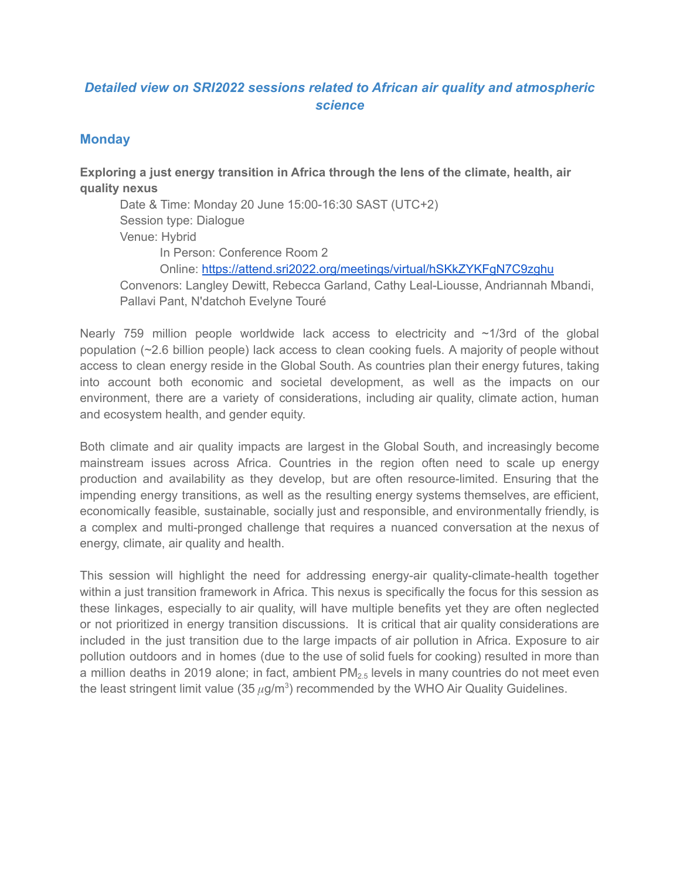# *Detailed view on SRI2022 sessions related to African air quality and atmospheric science*

## Monday

**Exploring a just energy transition in Africa through the lens of the climate, health, air quality nexus**

Date & Time: Monday 20 June 15:00-16:30 SAST (UTC+2)
Session type: Dialogue
Venue: Hybrid
In Person: Conference Room 2
Online: [https://attend.sri2022.org/meetings/virtual/hSKkZYKFgN7C9zghu](https://attend.sri2022.org/meetings/virtual/hSKkZYKFgN7C9zghu)
Convenors: Langley Dewitt, Rebecca Garland, Cathy Leal-Liousse, Andriannah Mbandi, Pallavi Pant, N'datchoh Evelyne Touré

Nearly 759 million people worldwide lack access to electricity and ~1/3rd of the global population (~2.6 billion people) lack access to clean cooking fuels. A majority of people without access to clean energy reside in the Global South. As countries plan their energy futures, taking into account both economic and societal development, as well as the impacts on our environment, there are a variety of considerations, including air quality, climate action, human and ecosystem health, and gender equity.

Both climate and air quality impacts are largest in the Global South, and increasingly become mainstream issues across Africa. Countries in the region often need to scale up energy production and availability as they develop, but are often resource-limited. Ensuring that the impending energy transitions, as well as the resulting energy systems themselves, are efficient, economically feasible, sustainable, socially just and responsible, and environmentally friendly, is a complex and multi-pronged challenge that requires a nuanced conversation at the nexus of energy, climate, air quality and health.

This session will highlight the need for addressing energy-air quality-climate-health together within a just transition framework in Africa. This nexus is specifically the focus for this session as these linkages, especially to air quality, will have multiple benefits yet they are often neglected or not prioritized in energy transition discussions. It is critical that air quality considerations are included in the just transition due to the large impacts of air pollution in Africa. Exposure to air pollution outdoors and in homes (due to the use of solid fuels for cooking) resulted in more than a million deaths in 2019 alone; in fact, ambient $PM_{2.5}$ levels in many countries do not meet even the least stringent limit value (35 $\mu g/m^3$) recommended by the WHO Air Quality Guidelines.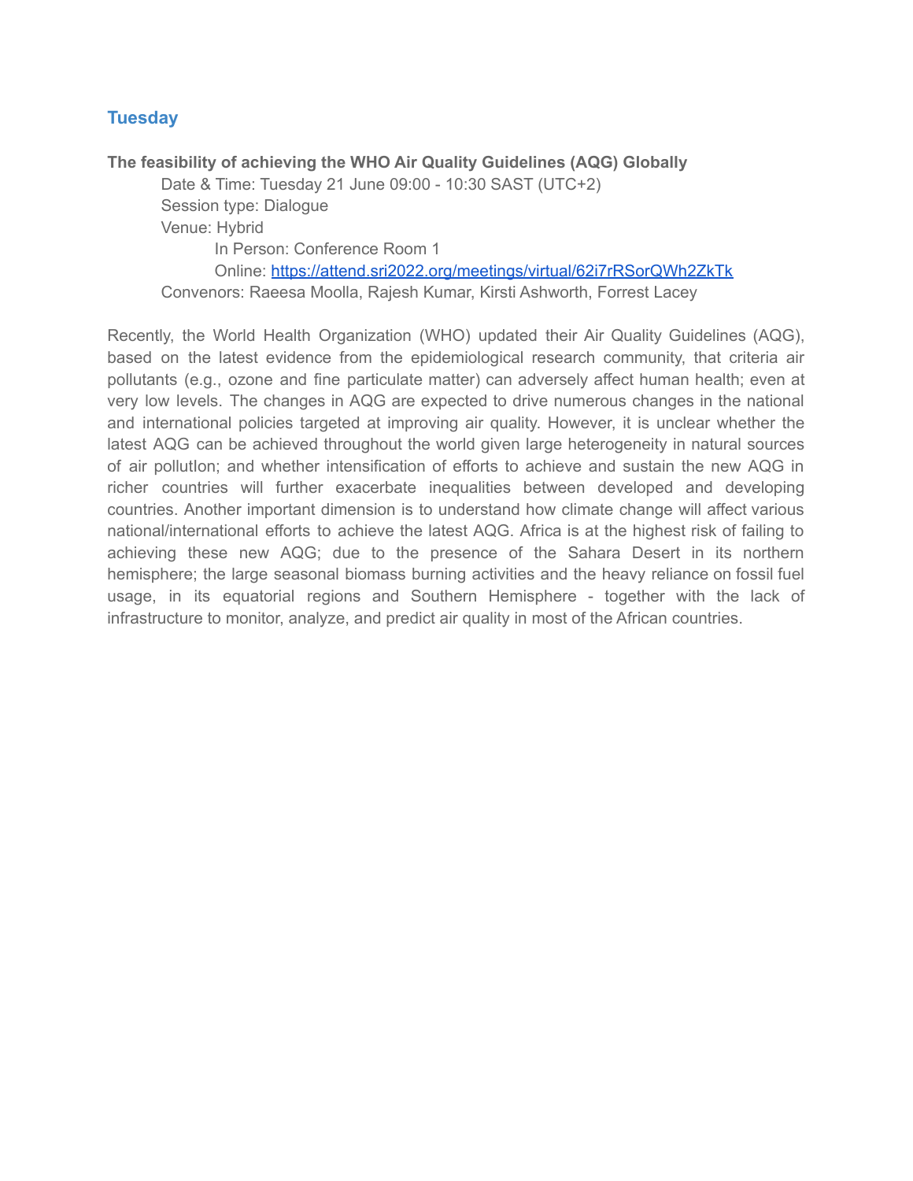## Tuesday

**The feasibility of achieving the WHO Air Quality Guidelines (AQG) Globally**

Date & Time: Tuesday 21 June 09:00 - 10:30 SAST (UTC+2)
Session type: Dialogue
Venue: Hybrid
In Person: Conference Room 1
Online: [https://attend.sri2022.org/meetings/virtual/62i7rRSorQWh2ZkTk](https://attend.sri2022.org/meetings/virtual/62i7rRSorQWh2ZkTk)
Convenors: Raeesa Moolla, Rajesh Kumar, Kirsti Ashworth, Forrest Lacey

Recently, the World Health Organization (WHO) updated their Air Quality Guidelines (AQG), based on the latest evidence from the epidemiological research community, that criteria air pollutants (e.g., ozone and fine particulate matter) can adversely affect human health; even at very low levels. The changes in AQG are expected to drive numerous changes in the national and international policies targeted at improving air quality. However, it is unclear whether the latest AQG can be achieved throughout the world given large heterogeneity in natural sources of air pollutIon; and whether intensification of efforts to achieve and sustain the new AQG in richer countries will further exacerbate inequalities between developed and developing countries. Another important dimension is to understand how climate change will affect various national/international efforts to achieve the latest AQG. Africa is at the highest risk of failing to achieving these new AQG; due to the presence of the Sahara Desert in its northern hemisphere; the large seasonal biomass burning activities and the heavy reliance on fossil fuel usage, in its equatorial regions and Southern Hemisphere - together with the lack of infrastructure to monitor, analyze, and predict air quality in most of the African countries.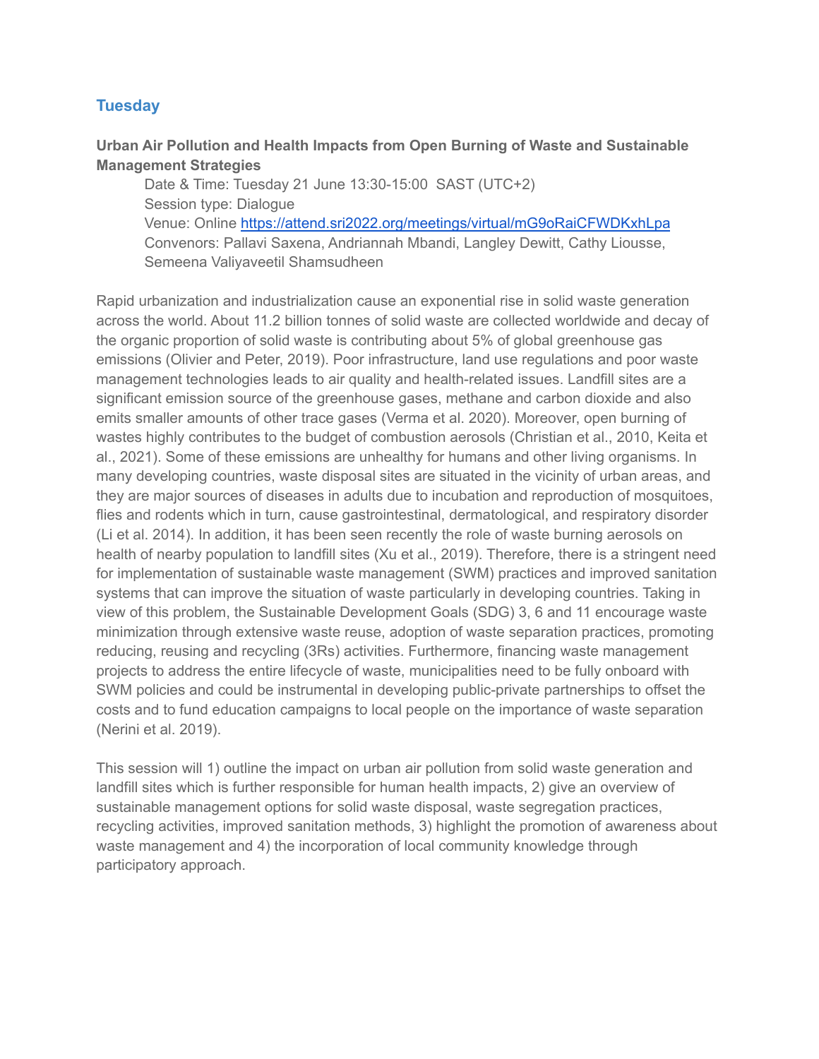## Tuesday

### Urban Air Pollution and Health Impacts from Open Burning of Waste and Sustainable Management Strategies

Date & Time: Tuesday 21 June 13:30-15:00 SAST (UTC+2)
Session type: Dialogue
Venue: Online [https://attend.sri2022.org/meetings/virtual/mG9oRaiCFWDKxhLpa](https://attend.sri2022.org/meetings/virtual/mG9oRaiCFWDKxhLpa)
Convenors: Pallavi Saxena, Andriannah Mbandi, Langley Dewitt, Cathy Liousse, Semeena Valiyaveetil Shamsudheen

Rapid urbanization and industrialization cause an exponential rise in solid waste generation across the world. About 11.2 billion tonnes of solid waste are collected worldwide and decay of the organic proportion of solid waste is contributing about 5% of global greenhouse gas emissions (Olivier and Peter, 2019). Poor infrastructure, land use regulations and poor waste management technologies leads to air quality and health-related issues. Landfill sites are a significant emission source of the greenhouse gases, methane and carbon dioxide and also emits smaller amounts of other trace gases (Verma et al. 2020). Moreover, open burning of wastes highly contributes to the budget of combustion aerosols (Christian et al., 2010, Keita et al., 2021). Some of these emissions are unhealthy for humans and other living organisms. In many developing countries, waste disposal sites are situated in the vicinity of urban areas, and they are major sources of diseases in adults due to incubation and reproduction of mosquitoes, flies and rodents which in turn, cause gastrointestinal, dermatological, and respiratory disorder (Li et al. 2014). In addition, it has been seen recently the role of waste burning aerosols on health of nearby population to landfill sites (Xu et al., 2019). Therefore, there is a stringent need for implementation of sustainable waste management (SWM) practices and improved sanitation systems that can improve the situation of waste particularly in developing countries. Taking in view of this problem, the Sustainable Development Goals (SDG) 3, 6 and 11 encourage waste minimization through extensive waste reuse, adoption of waste separation practices, promoting reducing, reusing and recycling (3Rs) activities. Furthermore, financing waste management projects to address the entire lifecycle of waste, municipalities need to be fully onboard with SWM policies and could be instrumental in developing public-private partnerships to offset the costs and to fund education campaigns to local people on the importance of waste separation (Nerini et al. 2019).

This session will 1) outline the impact on urban air pollution from solid waste generation and landfill sites which is further responsible for human health impacts, 2) give an overview of sustainable management options for solid waste disposal, waste segregation practices, recycling activities, improved sanitation methods, 3) highlight the promotion of awareness about waste management and 4) the incorporation of local community knowledge through participatory approach.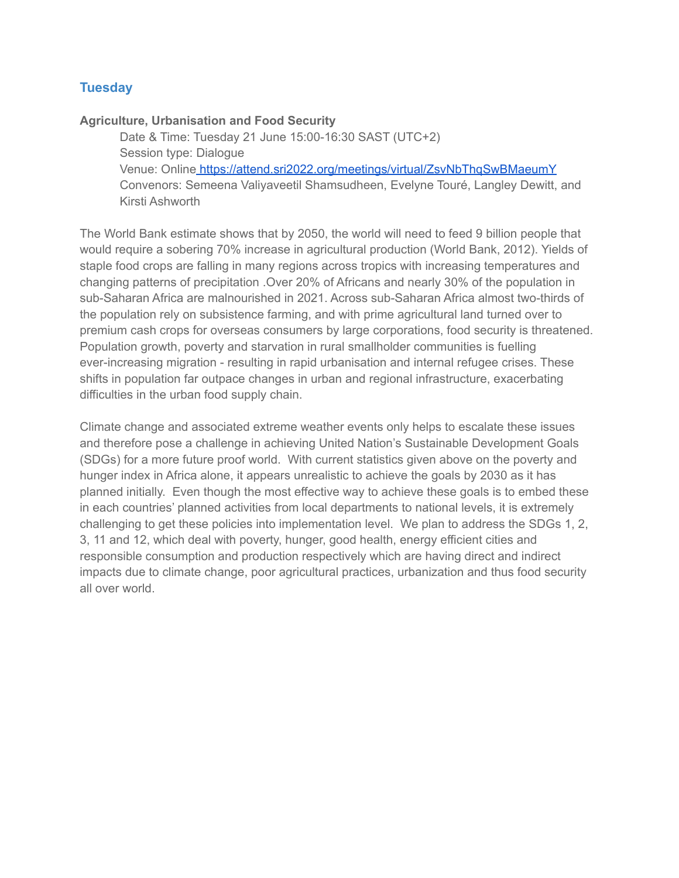## Tuesday

**Agriculture, Urbanisation and Food Security**

Date & Time: Tuesday 21 June 15:00-16:30 SAST (UTC+2)
Session type: Dialogue
Venue: Online https://attend.sri2022.org/meetings/virtual/ZsvNbThqSwBMaeumY
Convenors: Semeena Valiyaveetil Shamsudheen, Evelyne Touré, Langley Dewitt, and Kirsti Ashworth

The World Bank estimate shows that by 2050, the world will need to feed 9 billion people that would require a sobering 70% increase in agricultural production (World Bank, 2012). Yields of staple food crops are falling in many regions across tropics with increasing temperatures and changing patterns of precipitation .Over 20% of Africans and nearly 30% of the population in sub-Saharan Africa are malnourished in 2021. Across sub-Saharan Africa almost two-thirds of the population rely on subsistence farming, and with prime agricultural land turned over to premium cash crops for overseas consumers by large corporations, food security is threatened. Population growth, poverty and starvation in rural smallholder communities is fuelling ever-increasing migration - resulting in rapid urbanisation and internal refugee crises. These shifts in population far outpace changes in urban and regional infrastructure, exacerbating difficulties in the urban food supply chain.

Climate change and associated extreme weather events only helps to escalate these issues and therefore pose a challenge in achieving United Nation's Sustainable Development Goals (SDGs) for a more future proof world. With current statistics given above on the poverty and hunger index in Africa alone, it appears unrealistic to achieve the goals by 2030 as it has planned initially. Even though the most effective way to achieve these goals is to embed these in each countries' planned activities from local departments to national levels, it is extremely challenging to get these policies into implementation level. We plan to address the SDGs 1, 2, 3, 11 and 12, which deal with poverty, hunger, good health, energy efficient cities and responsible consumption and production respectively which are having direct and indirect impacts due to climate change, poor agricultural practices, urbanization and thus food security all over world.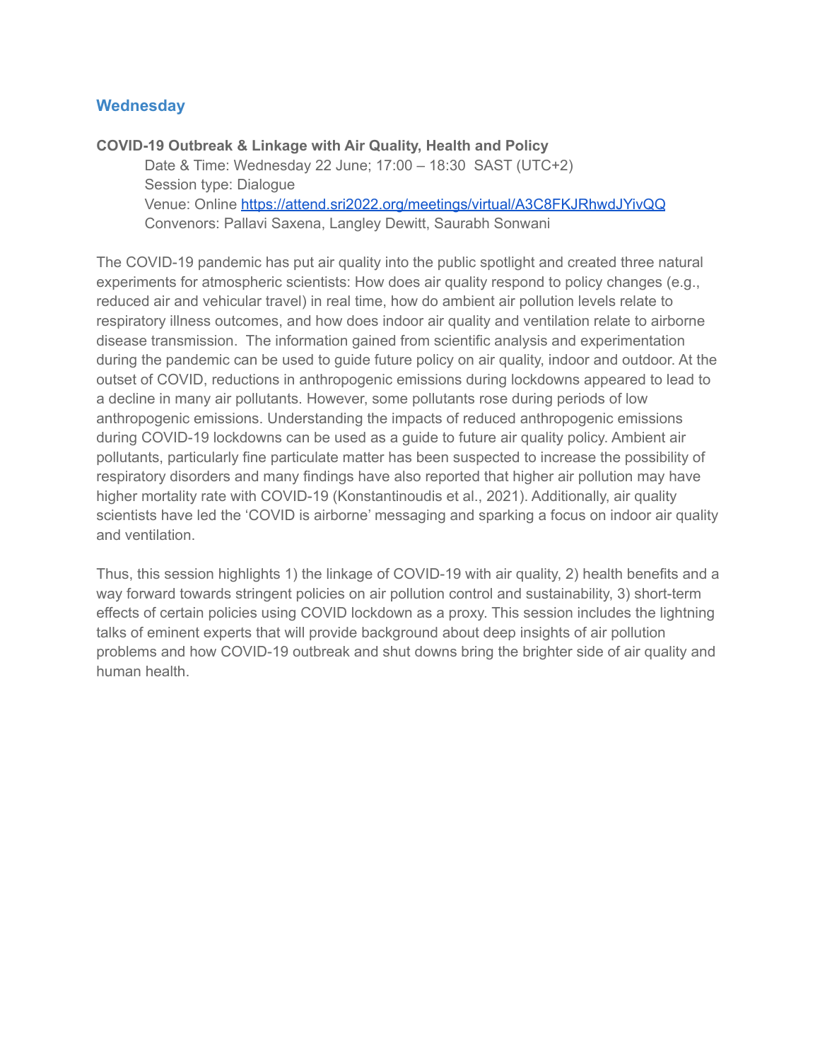## Wednesday

**COVID-19 Outbreak & Linkage with Air Quality, Health and Policy**

Date & Time: Wednesday 22 June; 17:00 – 18:30 SAST (UTC+2)
Session type: Dialogue
Venue: Online [https://attend.sri2022.org/meetings/virtual/A3C8FKJRhwdJYivQQ](https://attend.sri2022.org/meetings/virtual/A3C8FKJRhwdJYivQQ)
Convenors: Pallavi Saxena, Langley Dewitt, Saurabh Sonwani

The COVID-19 pandemic has put air quality into the public spotlight and created three natural experiments for atmospheric scientists: How does air quality respond to policy changes (e.g., reduced air and vehicular travel) in real time, how do ambient air pollution levels relate to respiratory illness outcomes, and how does indoor air quality and ventilation relate to airborne disease transmission. The information gained from scientific analysis and experimentation during the pandemic can be used to guide future policy on air quality, indoor and outdoor. At the outset of COVID, reductions in anthropogenic emissions during lockdowns appeared to lead to a decline in many air pollutants. However, some pollutants rose during periods of low anthropogenic emissions. Understanding the impacts of reduced anthropogenic emissions during COVID-19 lockdowns can be used as a guide to future air quality policy. Ambient air pollutants, particularly fine particulate matter has been suspected to increase the possibility of respiratory disorders and many findings have also reported that higher air pollution may have higher mortality rate with COVID-19 (Konstantinoudis et al., 2021). Additionally, air quality scientists have led the 'COVID is airborne' messaging and sparking a focus on indoor air quality and ventilation.

Thus, this session highlights 1) the linkage of COVID-19 with air quality, 2) health benefits and a way forward towards stringent policies on air pollution control and sustainability, 3) short-term effects of certain policies using COVID lockdown as a proxy. This session includes the lightning talks of eminent experts that will provide background about deep insights of air pollution problems and how COVID-19 outbreak and shut downs bring the brighter side of air quality and human health.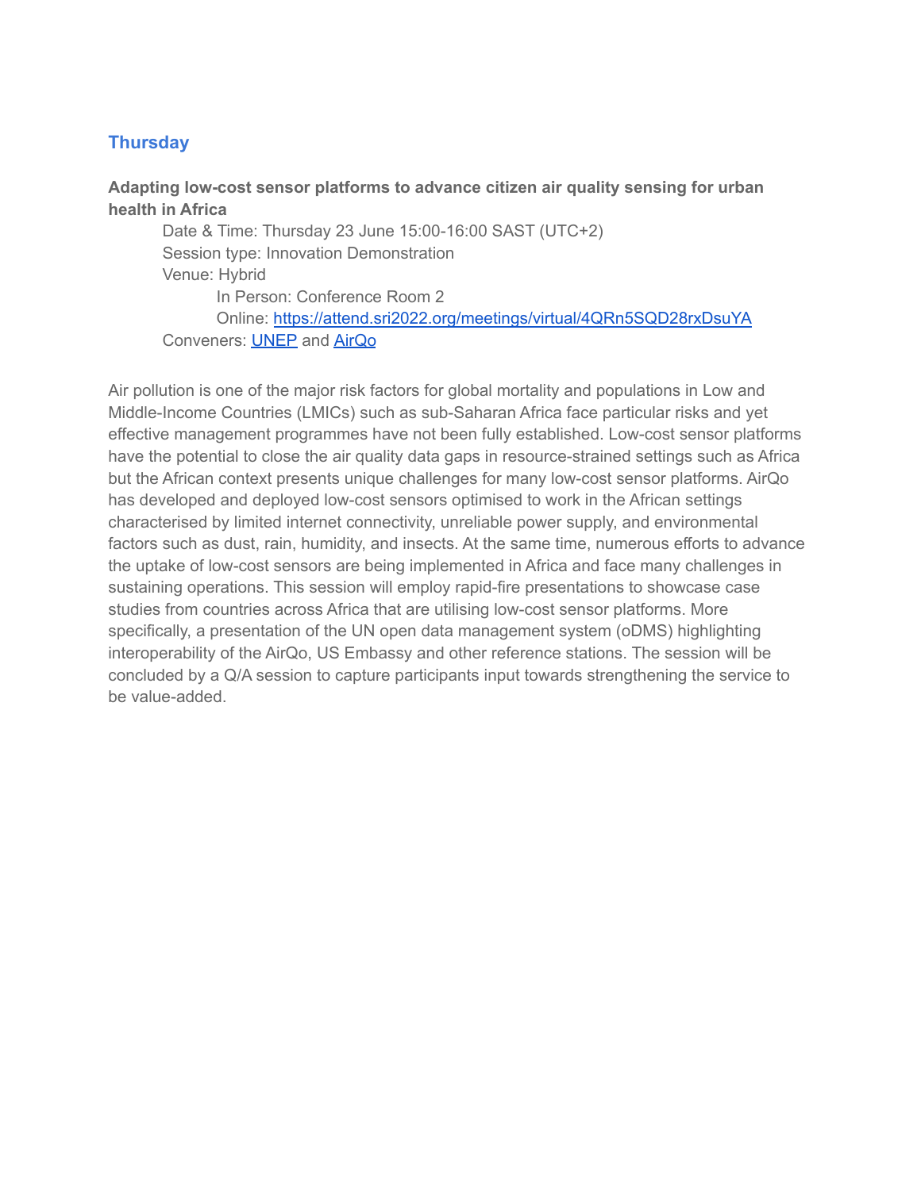## Thursday

**Adapting low-cost sensor platforms to advance citizen air quality sensing for urban health in Africa**

Date & Time: Thursday 23 June 15:00-16:00 SAST (UTC+2)
Session type: Innovation Demonstration
Venue: Hybrid
- In Person: Conference Room 2
- Online: [https://attend.sri2022.org/meetings/virtual/4QRn5SQD28rxDsuYA](https://attend.sri2022.org/meetings/virtual/4QRn5SQD28rxDsuYA)

Conveners: [UNEP]() and [AirQo]()

Air pollution is one of the major risk factors for global mortality and populations in Low and Middle-Income Countries (LMICs) such as sub-Saharan Africa face particular risks and yet effective management programmes have not been fully established. Low-cost sensor platforms have the potential to close the air quality data gaps in resource-strained settings such as Africa but the African context presents unique challenges for many low-cost sensor platforms. AirQo has developed and deployed low-cost sensors optimised to work in the African settings characterised by limited internet connectivity, unreliable power supply, and environmental factors such as dust, rain, humidity, and insects. At the same time, numerous efforts to advance the uptake of low-cost sensors are being implemented in Africa and face many challenges in sustaining operations. This session will employ rapid-fire presentations to showcase case studies from countries across Africa that are utilising low-cost sensor platforms. More specifically, a presentation of the UN open data management system (oDMS) highlighting interoperability of the AirQo, US Embassy and other reference stations. The session will be concluded by a Q/A session to capture participants input towards strengthening the service to be value-added.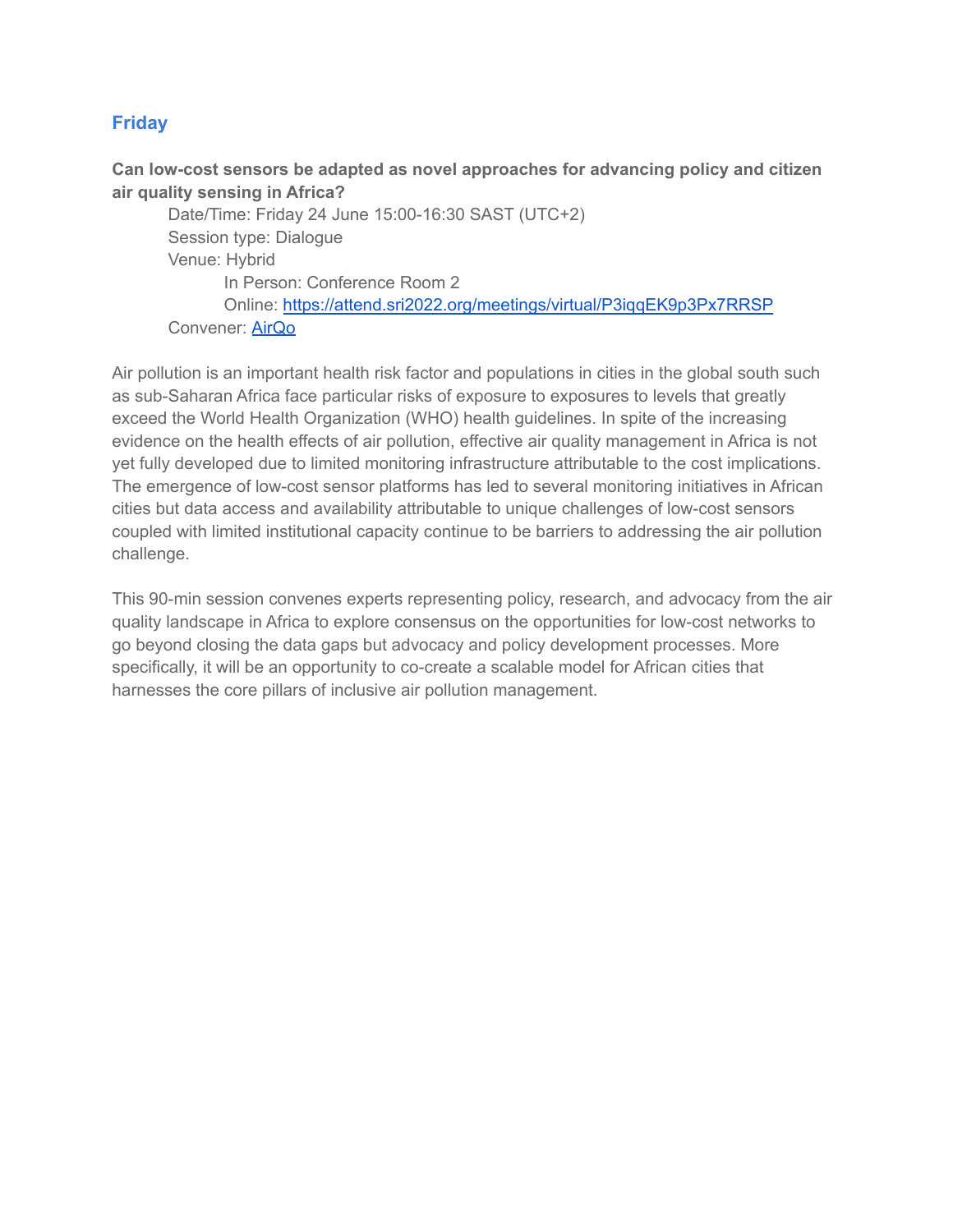## Friday

**Can low-cost sensors be adapted as novel approaches for advancing policy and citizen air quality sensing in Africa?**

Date/Time: Friday 24 June 15:00-16:30 SAST (UTC+2)
Session type: Dialogue
Venue: Hybrid
In Person: Conference Room 2
Online: [https://attend.sri2022.org/meetings/virtual/P3iqqEK9p3Px7RRSP](https://attend.sri2022.org/meetings/virtual/P3iqqEK9p3Px7RRSP)
Convener: [AirQo]()

Air pollution is an important health risk factor and populations in cities in the global south such as sub-Saharan Africa face particular risks of exposure to exposures to levels that greatly exceed the World Health Organization (WHO) health guidelines. In spite of the increasing evidence on the health effects of air pollution, effective air quality management in Africa is not yet fully developed due to limited monitoring infrastructure attributable to the cost implications. The emergence of low-cost sensor platforms has led to several monitoring initiatives in African cities but data access and availability attributable to unique challenges of low-cost sensors coupled with limited institutional capacity continue to be barriers to addressing the air pollution challenge.

This 90-min session convenes experts representing policy, research, and advocacy from the air quality landscape in Africa to explore consensus on the opportunities for low-cost networks to go beyond closing the data gaps but advocacy and policy development processes. More specifically, it will be an opportunity to co-create a scalable model for African cities that harnesses the core pillars of inclusive air pollution management.